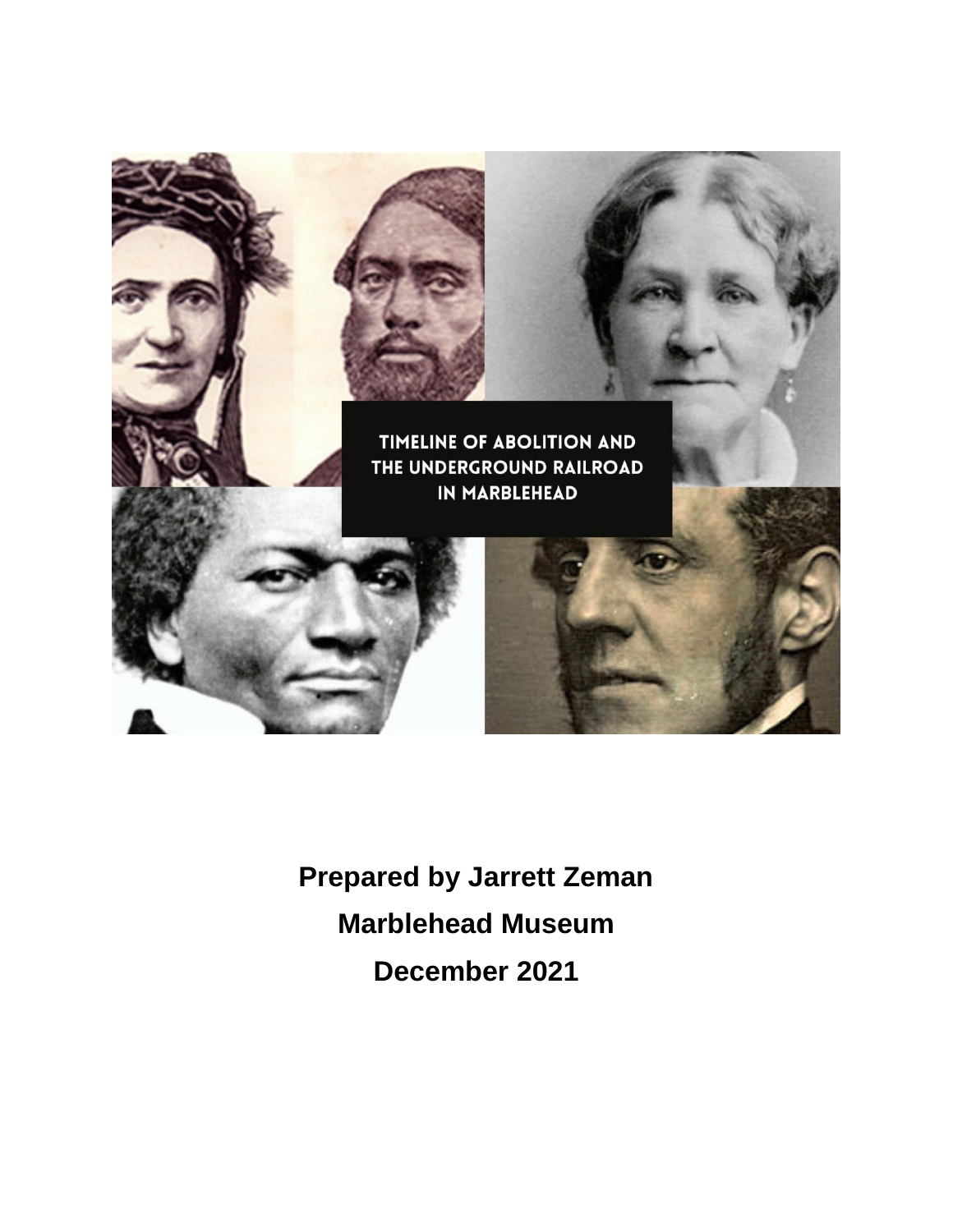TIMELINE OF ABOLITION AND THE UNDERGROUND RAILROAD IN MARBLEHEAD

**Prepared by Jarrett Zeman**

**Marblehead Museum**

**December 2021**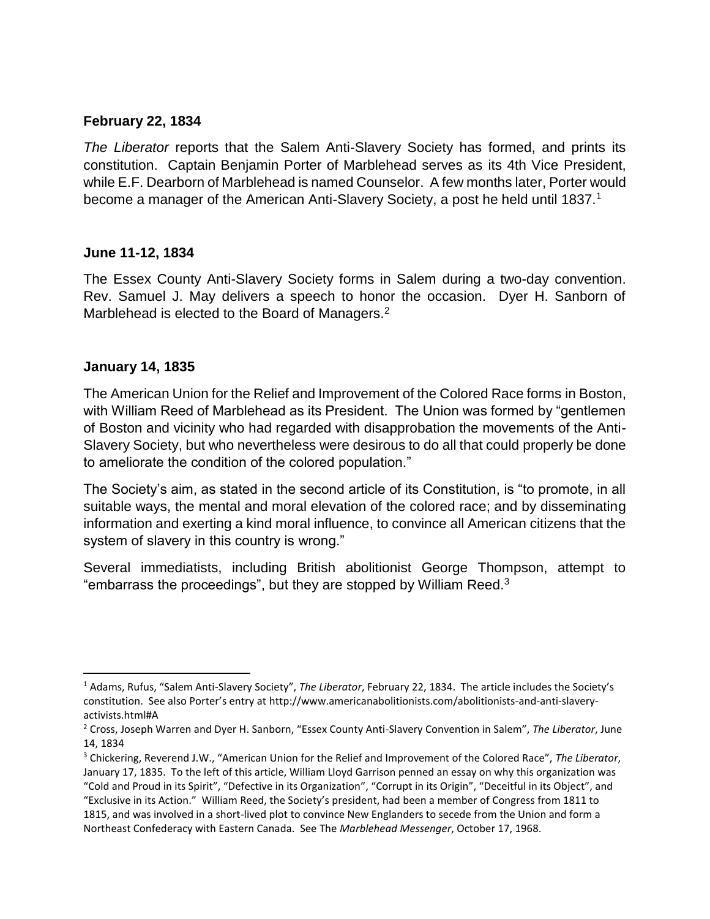**February 22, 1834**

*The Liberator* reports that the Salem Anti-Slavery Society has formed, and prints its constitution. Captain Benjamin Porter of Marblehead serves as its 4th Vice President, while E.F. Dearborn of Marblehead is named Counselor. A few months later, Porter would become a manager of the American Anti-Slavery Society, a post he held until 1837.[1]

**June 11-12, 1834**

The Essex County Anti-Slavery Society forms in Salem during a two-day convention. Rev. Samuel J. May delivers a speech to honor the occasion. Dyer H. Sanborn of Marblehead is elected to the Board of Managers.[2]

**January 14, 1835**

The American Union for the Relief and Improvement of the Colored Race forms in Boston, with William Reed of Marblehead as its President. The Union was formed by "gentlemen of Boston and vicinity who had regarded with disapprobation the movements of the Anti-Slavery Society, but who nevertheless were desirous to do all that could properly be done to ameliorate the condition of the colored population."

The Society's aim, as stated in the second article of its Constitution, is "to promote, in all suitable ways, the mental and moral elevation of the colored race; and by disseminating information and exerting a kind moral influence, to convince all American citizens that the system of slavery in this country is wrong."

Several immediatists, including British abolitionist George Thompson, attempt to "embarrass the proceedings", but they are stopped by William Reed.[3]

---

[1] Adams, Rufus, "Salem Anti-Slavery Society", *The Liberator*, February 22, 1834. The article includes the Society's constitution. See also Porter's entry at http://www.americanabolitionists.com/abolitionists-and-anti-slavery-activists.html#A

[2] Cross, Joseph Warren and Dyer H. Sanborn, "Essex County Anti-Slavery Convention in Salem", *The Liberator*, June 14, 1834

[3] Chickering, Reverend J.W., "American Union for the Relief and Improvement of the Colored Race", *The Liberator*, January 17, 1835. To the left of this article, William Lloyd Garrison penned an essay on why this organization was "Cold and Proud in its Spirit", "Defective in its Organization", "Corrupt in its Origin", "Deceitful in its Object", and "Exclusive in its Action." William Reed, the Society's president, had been a member of Congress from 1811 to 1815, and was involved in a short-lived plot to convince New Englanders to secede from the Union and form a Northeast Confederacy with Eastern Canada. See The *Marblehead Messenger*, October 17, 1968.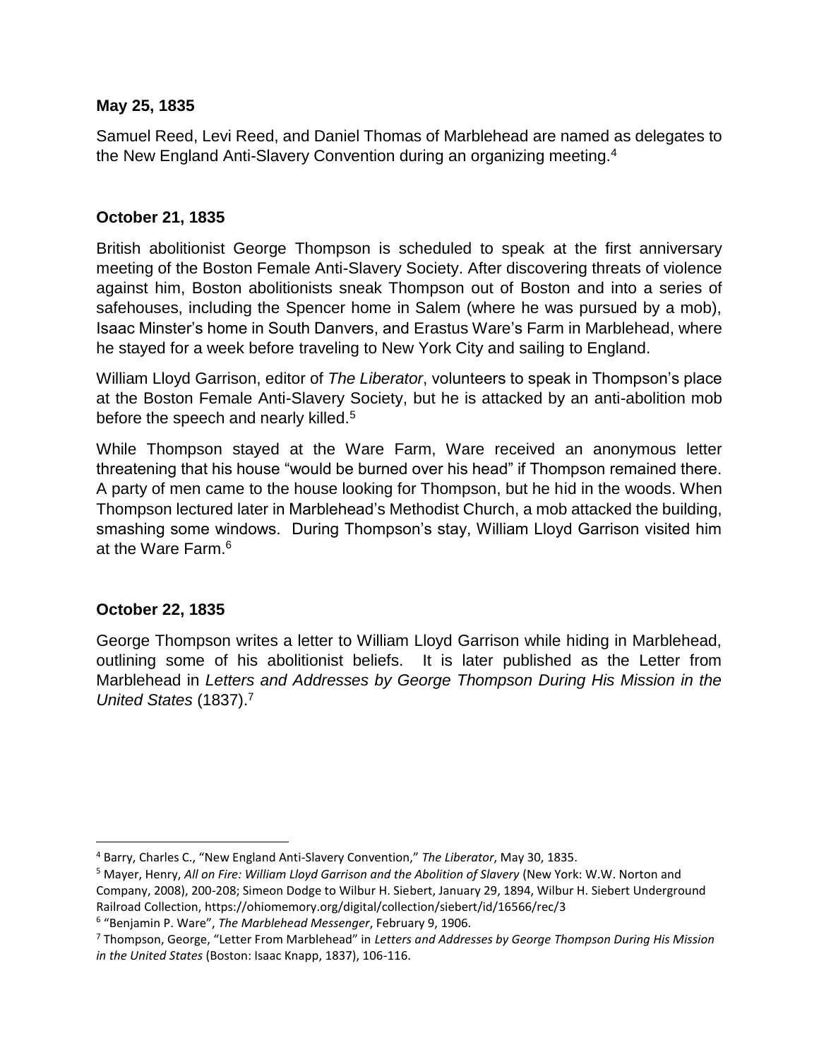**May 25, 1835**

Samuel Reed, Levi Reed, and Daniel Thomas of Marblehead are named as delegates to the New England Anti-Slavery Convention during an organizing meeting.[4]

**October 21, 1835**

British abolitionist George Thompson is scheduled to speak at the first anniversary meeting of the Boston Female Anti-Slavery Society. After discovering threats of violence against him, Boston abolitionists sneak Thompson out of Boston and into a series of safehouses, including the Spencer home in Salem (where he was pursued by a mob), Isaac Minster's home in South Danvers, and Erastus Ware's Farm in Marblehead, where he stayed for a week before traveling to New York City and sailing to England.

William Lloyd Garrison, editor of *The Liberator*, volunteers to speak in Thompson's place at the Boston Female Anti-Slavery Society, but he is attacked by an anti-abolition mob before the speech and nearly killed.[5]

While Thompson stayed at the Ware Farm, Ware received an anonymous letter threatening that his house "would be burned over his head" if Thompson remained there. A party of men came to the house looking for Thompson, but he hid in the woods. When Thompson lectured later in Marblehead's Methodist Church, a mob attacked the building, smashing some windows. During Thompson's stay, William Lloyd Garrison visited him at the Ware Farm.[6]

**October 22, 1835**

George Thompson writes a letter to William Lloyd Garrison while hiding in Marblehead, outlining some of his abolitionist beliefs. It is later published as the Letter from Marblehead in *Letters and Addresses by George Thompson During His Mission in the United States* (1837).[7]

---

[4] Barry, Charles C., "New England Anti-Slavery Convention," *The Liberator*, May 30, 1835.

[5] Mayer, Henry, *All on Fire: William Lloyd Garrison and the Abolition of Slavery* (New York: W.W. Norton and Company, 2008), 200-208; Simeon Dodge to Wilbur H. Siebert, January 29, 1894, Wilbur H. Siebert Underground Railroad Collection, https://ohiomemory.org/digital/collection/siebert/id/16566/rec/3

[6] "Benjamin P. Ware", *The Marblehead Messenger*, February 9, 1906.

[7] Thompson, George, "Letter From Marblehead" in *Letters and Addresses by George Thompson During His Mission in the United States* (Boston: Isaac Knapp, 1837), 106-116.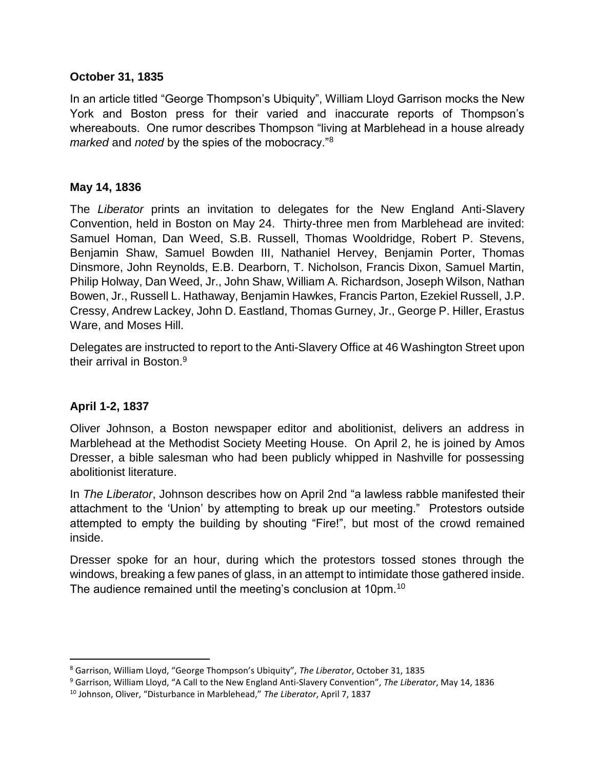**October 31, 1835**

In an article titled "George Thompson's Ubiquity", William Lloyd Garrison mocks the New York and Boston press for their varied and inaccurate reports of Thompson's whereabouts. One rumor describes Thompson "living at Marblehead in a house already *marked* and *noted* by the spies of the mobocracy."[8]

**May 14, 1836**

The *Liberator* prints an invitation to delegates for the New England Anti-Slavery Convention, held in Boston on May 24. Thirty-three men from Marblehead are invited: Samuel Homan, Dan Weed, S.B. Russell, Thomas Wooldridge, Robert P. Stevens, Benjamin Shaw, Samuel Bowden III, Nathaniel Hervey, Benjamin Porter, Thomas Dinsmore, John Reynolds, E.B. Dearborn, T. Nicholson, Francis Dixon, Samuel Martin, Philip Holway, Dan Weed, Jr., John Shaw, William A. Richardson, Joseph Wilson, Nathan Bowen, Jr., Russell L. Hathaway, Benjamin Hawkes, Francis Parton, Ezekiel Russell, J.P. Cressy, Andrew Lackey, John D. Eastland, Thomas Gurney, Jr., George P. Hiller, Erastus Ware, and Moses Hill.

Delegates are instructed to report to the Anti-Slavery Office at 46 Washington Street upon their arrival in Boston.[9]

**April 1-2, 1837**

Oliver Johnson, a Boston newspaper editor and abolitionist, delivers an address in Marblehead at the Methodist Society Meeting House. On April 2, he is joined by Amos Dresser, a bible salesman who had been publicly whipped in Nashville for possessing abolitionist literature.

In *The Liberator*, Johnson describes how on April 2nd "a lawless rabble manifested their attachment to the 'Union' by attempting to break up our meeting." Protestors outside attempted to empty the building by shouting "Fire!", but most of the crowd remained inside.

Dresser spoke for an hour, during which the protestors tossed stones through the windows, breaking a few panes of glass, in an attempt to intimidate those gathered inside. The audience remained until the meeting's conclusion at 10pm.[10]

---

[8] Garrison, William Lloyd, "George Thompson's Ubiquity", *The Liberator*, October 31, 1835

[9] Garrison, William Lloyd, "A Call to the New England Anti-Slavery Convention", *The Liberator*, May 14, 1836

[10] Johnson, Oliver, "Disturbance in Marblehead," *The Liberator*, April 7, 1837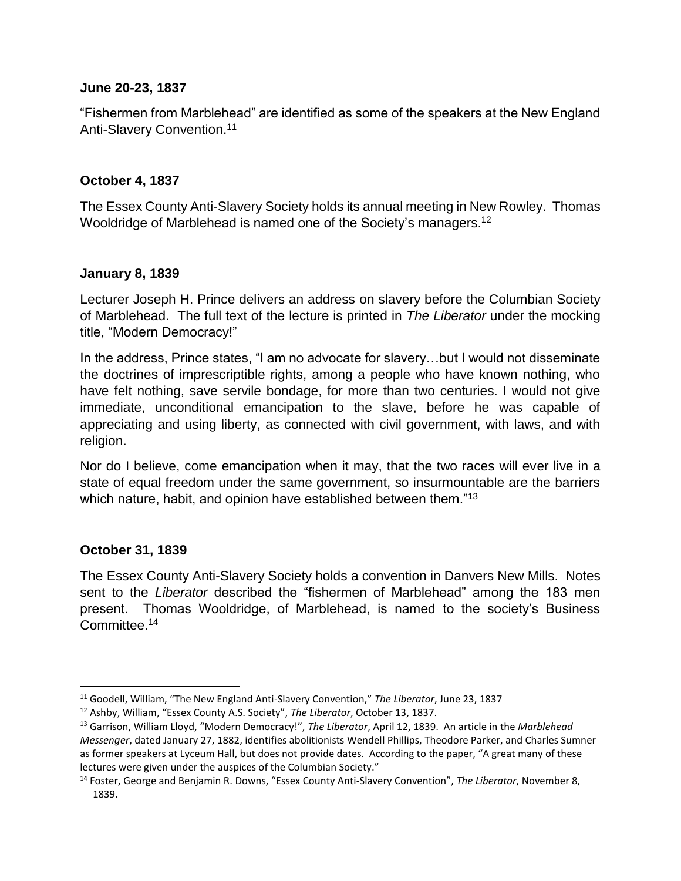**June 20-23, 1837**

"Fishermen from Marblehead" are identified as some of the speakers at the New England Anti-Slavery Convention.[11]

**October 4, 1837**

The Essex County Anti-Slavery Society holds its annual meeting in New Rowley. Thomas Wooldridge of Marblehead is named one of the Society's managers.[12]

**January 8, 1839**

Lecturer Joseph H. Prince delivers an address on slavery before the Columbian Society of Marblehead. The full text of the lecture is printed in *The Liberator* under the mocking title, "Modern Democracy!"

In the address, Prince states, "I am no advocate for slavery…but I would not disseminate the doctrines of imprescriptible rights, among a people who have known nothing, who have felt nothing, save servile bondage, for more than two centuries. I would not give immediate, unconditional emancipation to the slave, before he was capable of appreciating and using liberty, as connected with civil government, with laws, and with religion.

Nor do I believe, come emancipation when it may, that the two races will ever live in a state of equal freedom under the same government, so insurmountable are the barriers which nature, habit, and opinion have established between them."[13]

**October 31, 1839**

The Essex County Anti-Slavery Society holds a convention in Danvers New Mills. Notes sent to the *Liberator* described the "fishermen of Marblehead" among the 183 men present. Thomas Wooldridge, of Marblehead, is named to the society's Business Committee.[14]

---

[11] Goodell, William, "The New England Anti-Slavery Convention," *The Liberator*, June 23, 1837

[12] Ashby, William, "Essex County A.S. Society", *The Liberator*, October 13, 1837.

[13] Garrison, William Lloyd, "Modern Democracy!", *The Liberator*, April 12, 1839. An article in the *Marblehead Messenger*, dated January 27, 1882, identifies abolitionists Wendell Phillips, Theodore Parker, and Charles Sumner as former speakers at Lyceum Hall, but does not provide dates. According to the paper, "A great many of these lectures were given under the auspices of the Columbian Society."

[14] Foster, George and Benjamin R. Downs, "Essex County Anti-Slavery Convention", *The Liberator*, November 8, 1839.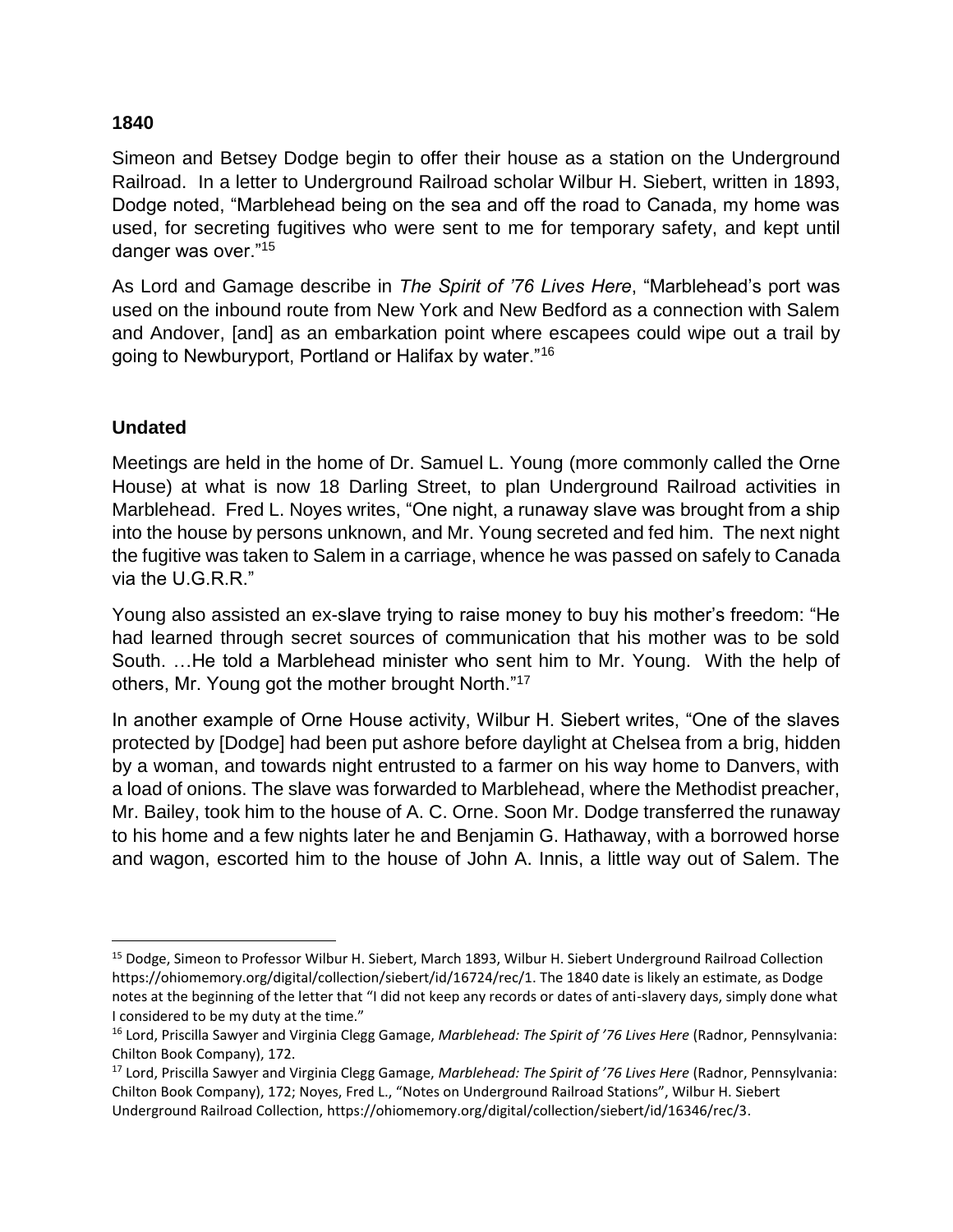**1840**

Simeon and Betsey Dodge begin to offer their house as a station on the Underground Railroad. In a letter to Underground Railroad scholar Wilbur H. Siebert, written in 1893, Dodge noted, "Marblehead being on the sea and off the road to Canada, my home was used, for secreting fugitives who were sent to me for temporary safety, and kept until danger was over."[15]

As Lord and Gamage describe in *The Spirit of '76 Lives Here*, "Marblehead's port was used on the inbound route from New York and New Bedford as a connection with Salem and Andover, [and] as an embarkation point where escapees could wipe out a trail by going to Newburyport, Portland or Halifax by water."[16]

**Undated**

Meetings are held in the home of Dr. Samuel L. Young (more commonly called the Orne House) at what is now 18 Darling Street, to plan Underground Railroad activities in Marblehead. Fred L. Noyes writes, "One night, a runaway slave was brought from a ship into the house by persons unknown, and Mr. Young secreted and fed him. The next night the fugitive was taken to Salem in a carriage, whence he was passed on safely to Canada via the U.G.R.R."

Young also assisted an ex-slave trying to raise money to buy his mother's freedom: "He had learned through secret sources of communication that his mother was to be sold South. …He told a Marblehead minister who sent him to Mr. Young. With the help of others, Mr. Young got the mother brought North."[17]

In another example of Orne House activity, Wilbur H. Siebert writes, "One of the slaves protected by [Dodge] had been put ashore before daylight at Chelsea from a brig, hidden by a woman, and towards night entrusted to a farmer on his way home to Danvers, with a load of onions. The slave was forwarded to Marblehead, where the Methodist preacher, Mr. Bailey, took him to the house of A. C. Orne. Soon Mr. Dodge transferred the runaway to his home and a few nights later he and Benjamin G. Hathaway, with a borrowed horse and wagon, escorted him to the house of John A. Innis, a little way out of Salem. The

---

[15] Dodge, Simeon to Professor Wilbur H. Siebert, March 1893, Wilbur H. Siebert Underground Railroad Collection https://ohiomemory.org/digital/collection/siebert/id/16724/rec/1. The 1840 date is likely an estimate, as Dodge notes at the beginning of the letter that "I did not keep any records or dates of anti-slavery days, simply done what I considered to be my duty at the time."

[16] Lord, Priscilla Sawyer and Virginia Clegg Gamage, *Marblehead: The Spirit of '76 Lives Here* (Radnor, Pennsylvania: Chilton Book Company), 172.

[17] Lord, Priscilla Sawyer and Virginia Clegg Gamage, *Marblehead: The Spirit of '76 Lives Here* (Radnor, Pennsylvania: Chilton Book Company), 172; Noyes, Fred L., "Notes on Underground Railroad Stations", Wilbur H. Siebert Underground Railroad Collection, https://ohiomemory.org/digital/collection/siebert/id/16346/rec/3.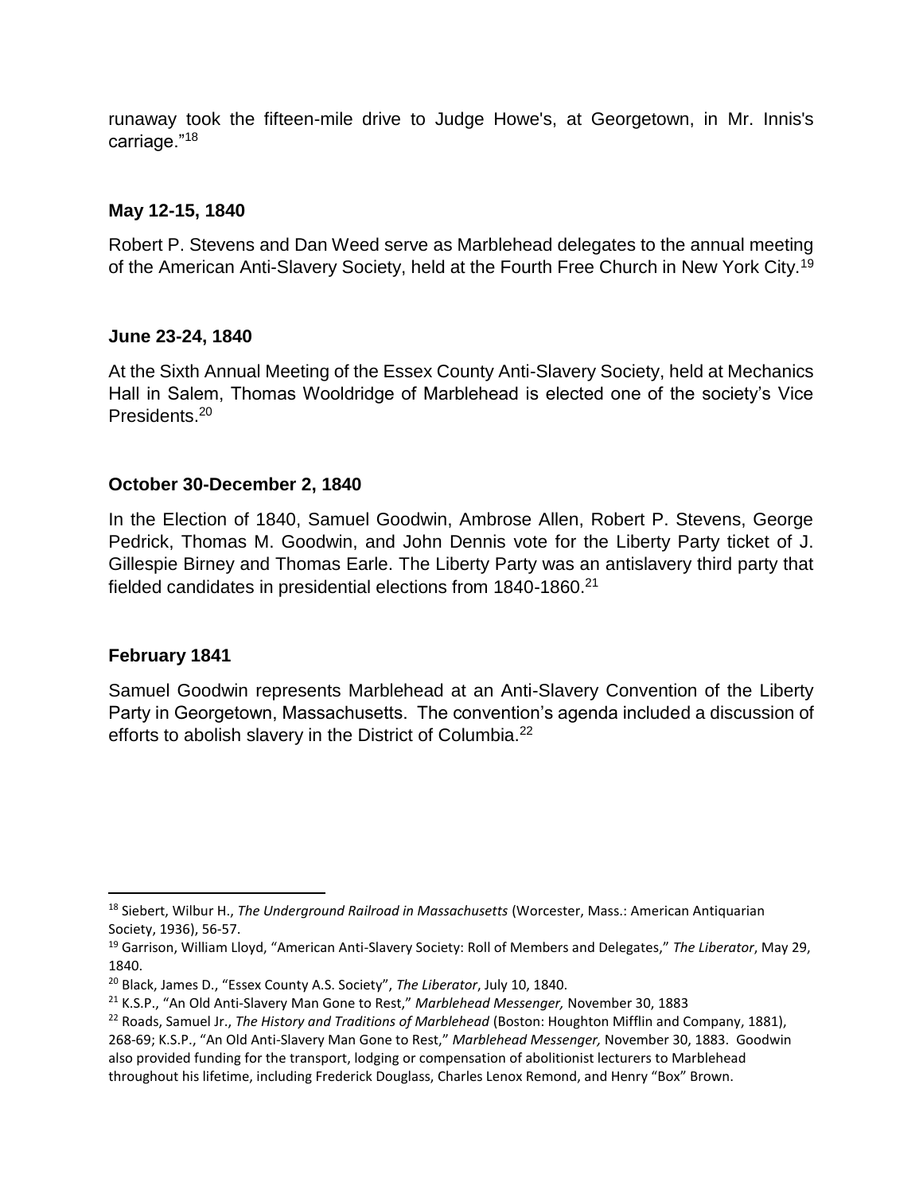runaway took the fifteen-mile drive to Judge Howe's, at Georgetown, in Mr. Innis's carriage."[18]

**May 12-15, 1840**

Robert P. Stevens and Dan Weed serve as Marblehead delegates to the annual meeting of the American Anti-Slavery Society, held at the Fourth Free Church in New York City.[19]

**June 23-24, 1840**

At the Sixth Annual Meeting of the Essex County Anti-Slavery Society, held at Mechanics Hall in Salem, Thomas Wooldridge of Marblehead is elected one of the society's Vice Presidents.[20]

**October 30-December 2, 1840**

In the Election of 1840, Samuel Goodwin, Ambrose Allen, Robert P. Stevens, George Pedrick, Thomas M. Goodwin, and John Dennis vote for the Liberty Party ticket of J. Gillespie Birney and Thomas Earle. The Liberty Party was an antislavery third party that fielded candidates in presidential elections from 1840-1860.[21]

**February 1841**

Samuel Goodwin represents Marblehead at an Anti-Slavery Convention of the Liberty Party in Georgetown, Massachusetts. The convention's agenda included a discussion of efforts to abolish slavery in the District of Columbia.[22]

---

[18] Siebert, Wilbur H., *The Underground Railroad in Massachusetts* (Worcester, Mass.: American Antiquarian Society, 1936), 56-57.

[19] Garrison, William Lloyd, "American Anti-Slavery Society: Roll of Members and Delegates," *The Liberator*, May 29, 1840.

[20] Black, James D., "Essex County A.S. Society", *The Liberator*, July 10, 1840.

[21] K.S.P., "An Old Anti-Slavery Man Gone to Rest," *Marblehead Messenger,* November 30, 1883

[22] Roads, Samuel Jr., *The History and Traditions of Marblehead* (Boston: Houghton Mifflin and Company, 1881), 268-69; K.S.P., "An Old Anti-Slavery Man Gone to Rest," *Marblehead Messenger,* November 30, 1883. Goodwin also provided funding for the transport, lodging or compensation of abolitionist lecturers to Marblehead throughout his lifetime, including Frederick Douglass, Charles Lenox Remond, and Henry "Box" Brown.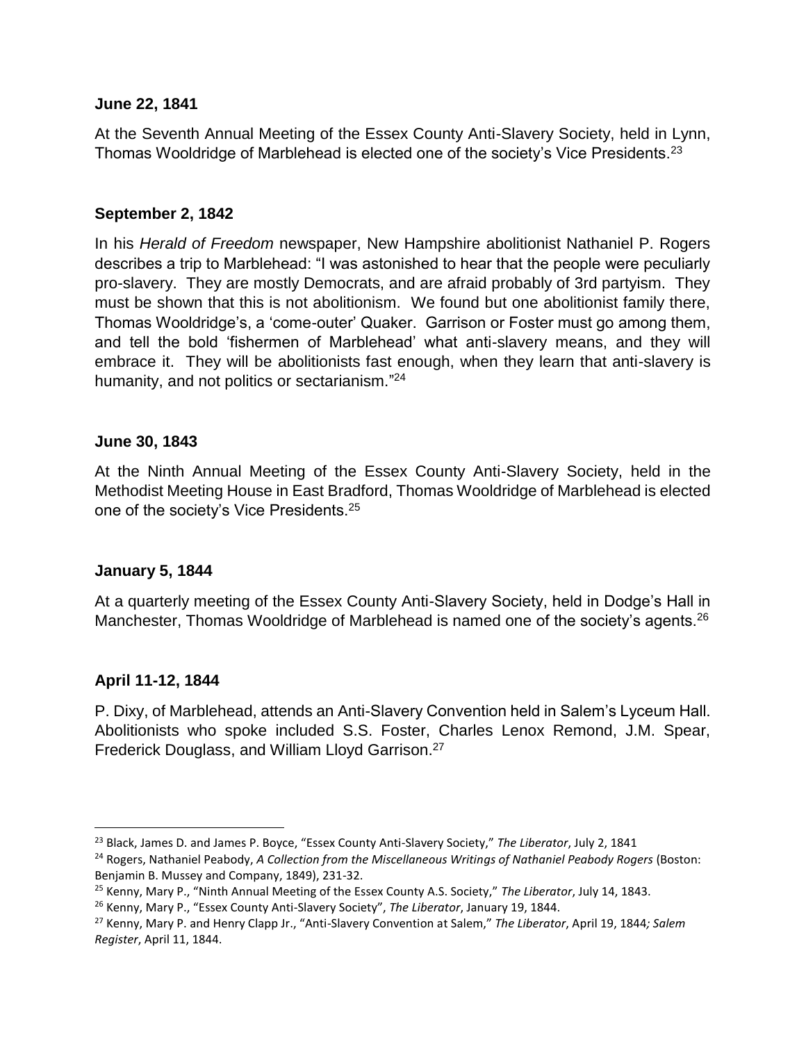**June 22, 1841**

At the Seventh Annual Meeting of the Essex County Anti-Slavery Society, held in Lynn, Thomas Wooldridge of Marblehead is elected one of the society's Vice Presidents.[23]

**September 2, 1842**

In his *Herald of Freedom* newspaper, New Hampshire abolitionist Nathaniel P. Rogers describes a trip to Marblehead: "I was astonished to hear that the people were peculiarly pro-slavery. They are mostly Democrats, and are afraid probably of 3rd partyism. They must be shown that this is not abolitionism. We found but one abolitionist family there, Thomas Wooldridge's, a 'come-outer' Quaker. Garrison or Foster must go among them, and tell the bold 'fishermen of Marblehead' what anti-slavery means, and they will embrace it. They will be abolitionists fast enough, when they learn that anti-slavery is humanity, and not politics or sectarianism."[24]

**June 30, 1843**

At the Ninth Annual Meeting of the Essex County Anti-Slavery Society, held in the Methodist Meeting House in East Bradford, Thomas Wooldridge of Marblehead is elected one of the society's Vice Presidents.[25]

**January 5, 1844**

At a quarterly meeting of the Essex County Anti-Slavery Society, held in Dodge's Hall in Manchester, Thomas Wooldridge of Marblehead is named one of the society's agents.[26]

**April 11-12, 1844**

P. Dixy, of Marblehead, attends an Anti-Slavery Convention held in Salem's Lyceum Hall. Abolitionists who spoke included S.S. Foster, Charles Lenox Remond, J.M. Spear, Frederick Douglass, and William Lloyd Garrison.[27]

---

[23] Black, James D. and James P. Boyce, "Essex County Anti-Slavery Society," *The Liberator*, July 2, 1841

[24] Rogers, Nathaniel Peabody, *A Collection from the Miscellaneous Writings of Nathaniel Peabody Rogers* (Boston: Benjamin B. Mussey and Company, 1849), 231-32.

[25] Kenny, Mary P., "Ninth Annual Meeting of the Essex County A.S. Society," *The Liberator*, July 14, 1843.

[26] Kenny, Mary P., "Essex County Anti-Slavery Society", *The Liberator*, January 19, 1844.

[27] Kenny, Mary P. and Henry Clapp Jr., "Anti-Slavery Convention at Salem," *The Liberator*, April 19, 1844*; Salem Register*, April 11, 1844.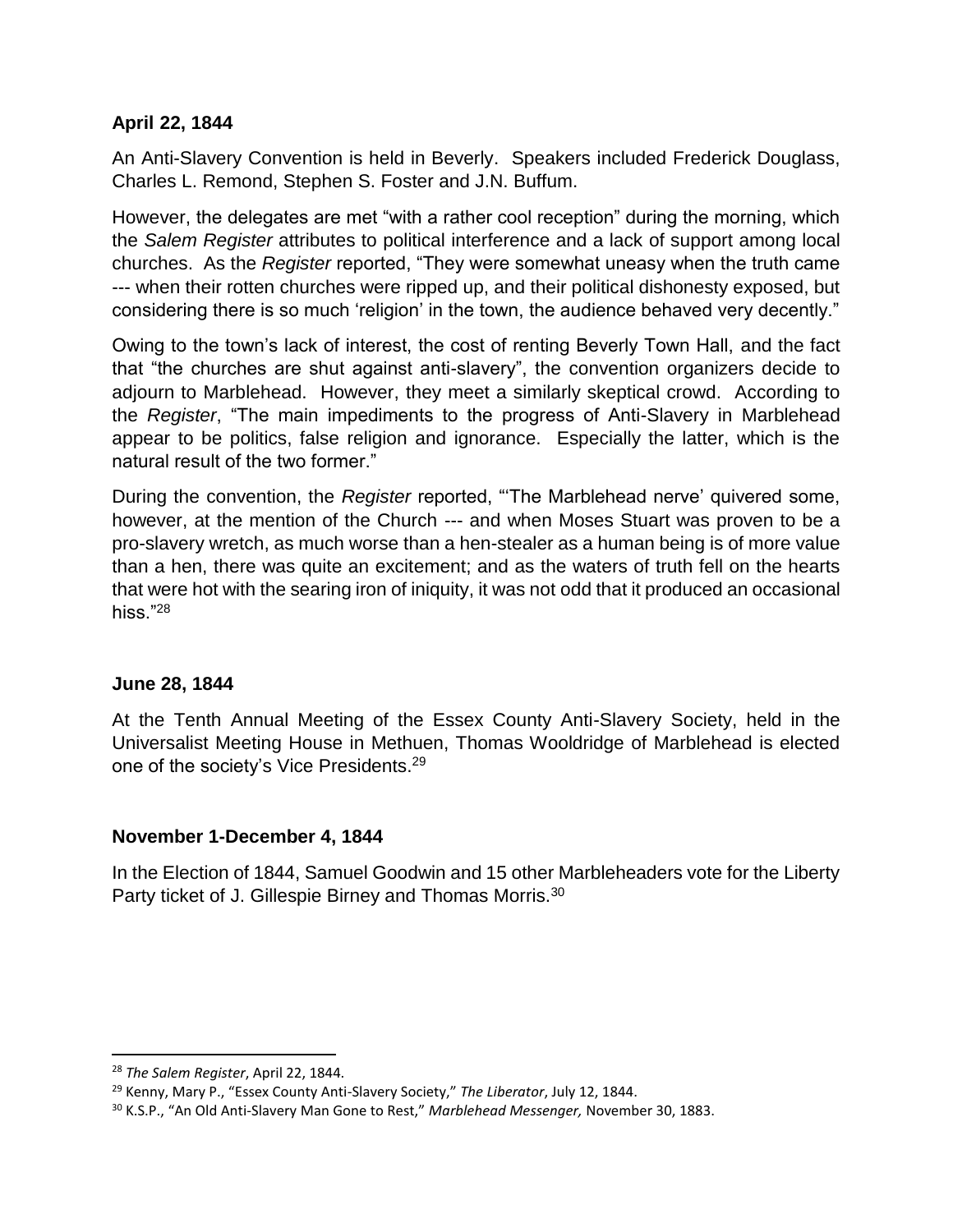**April 22, 1844**

An Anti-Slavery Convention is held in Beverly. Speakers included Frederick Douglass, Charles L. Remond, Stephen S. Foster and J.N. Buffum.

However, the delegates are met "with a rather cool reception" during the morning, which the *Salem Register* attributes to political interference and a lack of support among local churches. As the *Register* reported, "They were somewhat uneasy when the truth came --- when their rotten churches were ripped up, and their political dishonesty exposed, but considering there is so much 'religion' in the town, the audience behaved very decently."

Owing to the town's lack of interest, the cost of renting Beverly Town Hall, and the fact that "the churches are shut against anti-slavery", the convention organizers decide to adjourn to Marblehead. However, they meet a similarly skeptical crowd. According to the *Register*, "The main impediments to the progress of Anti-Slavery in Marblehead appear to be politics, false religion and ignorance. Especially the latter, which is the natural result of the two former."

During the convention, the *Register* reported, "'The Marblehead nerve' quivered some, however, at the mention of the Church --- and when Moses Stuart was proven to be a pro-slavery wretch, as much worse than a hen-stealer as a human being is of more value than a hen, there was quite an excitement; and as the waters of truth fell on the hearts that were hot with the searing iron of iniquity, it was not odd that it produced an occasional hiss."[28]

**June 28, 1844**

At the Tenth Annual Meeting of the Essex County Anti-Slavery Society, held in the Universalist Meeting House in Methuen, Thomas Wooldridge of Marblehead is elected one of the society's Vice Presidents.[29]

**November 1-December 4, 1844**

In the Election of 1844, Samuel Goodwin and 15 other Marbleheaders vote for the Liberty Party ticket of J. Gillespie Birney and Thomas Morris.[30]

---

[28] *The Salem Register*, April 22, 1844.

[29] Kenny, Mary P., "Essex County Anti-Slavery Society," *The Liberator*, July 12, 1844.

[30] K.S.P., "An Old Anti-Slavery Man Gone to Rest," *Marblehead Messenger,* November 30, 1883.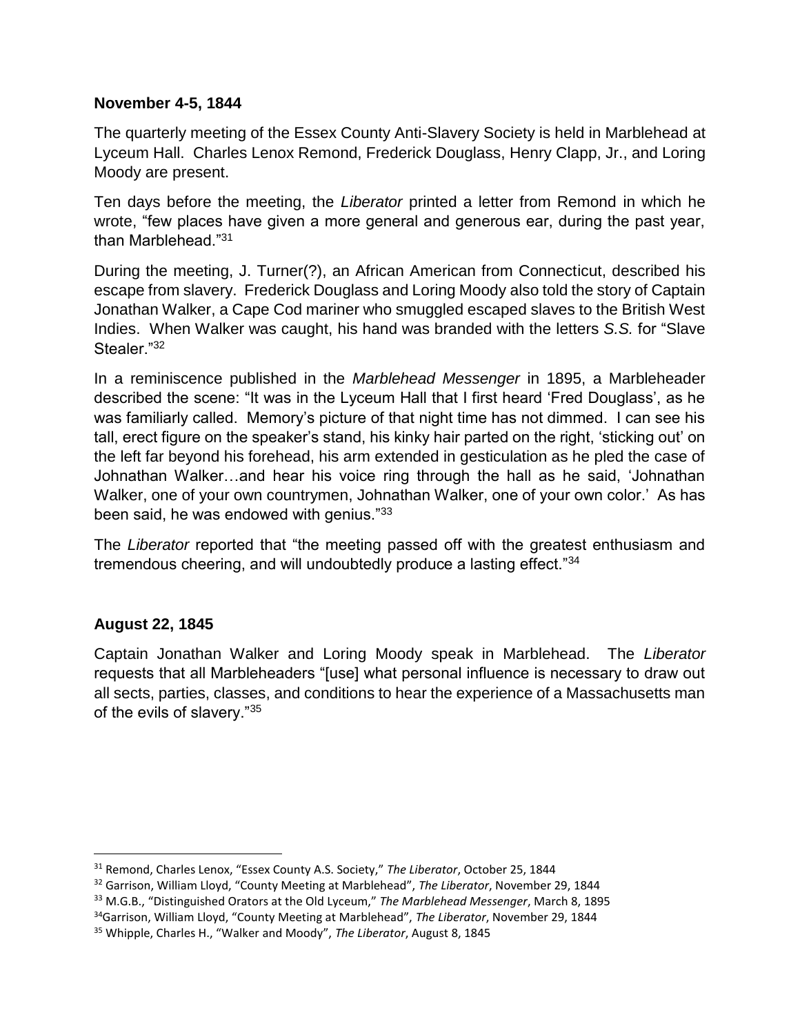**November 4-5, 1844**

The quarterly meeting of the Essex County Anti-Slavery Society is held in Marblehead at Lyceum Hall. Charles Lenox Remond, Frederick Douglass, Henry Clapp, Jr., and Loring Moody are present.

Ten days before the meeting, the *Liberator* printed a letter from Remond in which he wrote, "few places have given a more general and generous ear, during the past year, than Marblehead."[31]

During the meeting, J. Turner(?), an African American from Connecticut, described his escape from slavery. Frederick Douglass and Loring Moody also told the story of Captain Jonathan Walker, a Cape Cod mariner who smuggled escaped slaves to the British West Indies. When Walker was caught, his hand was branded with the letters *S.S.* for "Slave Stealer."[32]

In a reminiscence published in the *Marblehead Messenger* in 1895, a Marbleheader described the scene: "It was in the Lyceum Hall that I first heard 'Fred Douglass', as he was familiarly called. Memory's picture of that night time has not dimmed. I can see his tall, erect figure on the speaker's stand, his kinky hair parted on the right, 'sticking out' on the left far beyond his forehead, his arm extended in gesticulation as he pled the case of Johnathan Walker…and hear his voice ring through the hall as he said, 'Johnathan Walker, one of your own countrymen, Johnathan Walker, one of your own color.' As has been said, he was endowed with genius."[33]

The *Liberator* reported that "the meeting passed off with the greatest enthusiasm and tremendous cheering, and will undoubtedly produce a lasting effect."[34]

**August 22, 1845**

Captain Jonathan Walker and Loring Moody speak in Marblehead. The *Liberator* requests that all Marbleheaders "[use] what personal influence is necessary to draw out all sects, parties, classes, and conditions to hear the experience of a Massachusetts man of the evils of slavery."[35]

---

[31] Remond, Charles Lenox, "Essex County A.S. Society," *The Liberator*, October 25, 1844

[32] Garrison, William Lloyd, "County Meeting at Marblehead", *The Liberator*, November 29, 1844

[33] M.G.B., "Distinguished Orators at the Old Lyceum," *The Marblehead Messenger*, March 8, 1895

[34] Garrison, William Lloyd, "County Meeting at Marblehead", *The Liberator*, November 29, 1844

[35] Whipple, Charles H., "Walker and Moody", *The Liberator*, August 8, 1845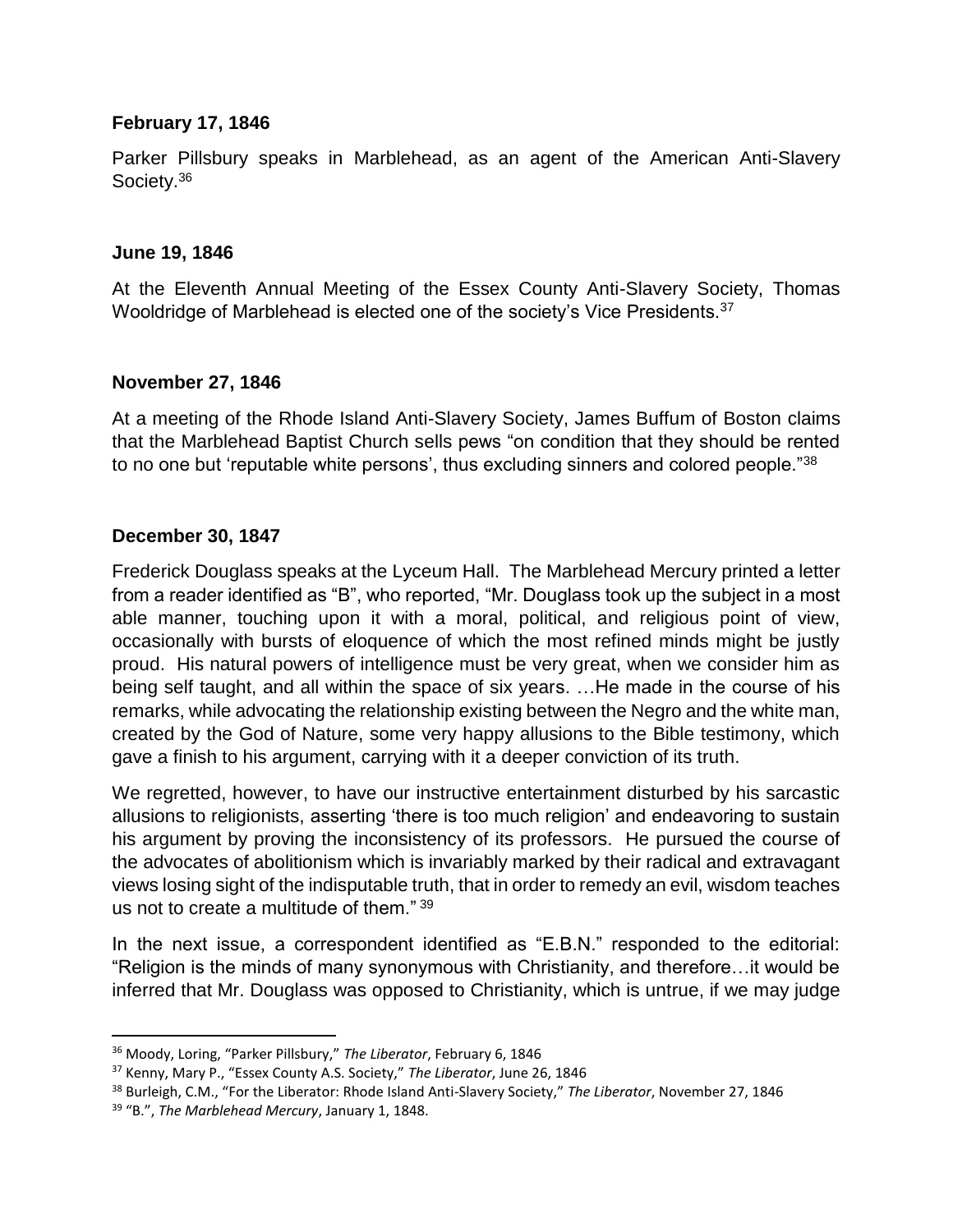**February 17, 1846**

Parker Pillsbury speaks in Marblehead, as an agent of the American Anti-Slavery Society.[36]

**June 19, 1846**

At the Eleventh Annual Meeting of the Essex County Anti-Slavery Society, Thomas Wooldridge of Marblehead is elected one of the society's Vice Presidents.[37]

**November 27, 1846**

At a meeting of the Rhode Island Anti-Slavery Society, James Buffum of Boston claims that the Marblehead Baptist Church sells pews "on condition that they should be rented to no one but 'reputable white persons', thus excluding sinners and colored people."[38]

**December 30, 1847**

Frederick Douglass speaks at the Lyceum Hall. The Marblehead Mercury printed a letter from a reader identified as "B", who reported, "Mr. Douglass took up the subject in a most able manner, touching upon it with a moral, political, and religious point of view, occasionally with bursts of eloquence of which the most refined minds might be justly proud. His natural powers of intelligence must be very great, when we consider him as being self taught, and all within the space of six years. …He made in the course of his remarks, while advocating the relationship existing between the Negro and the white man, created by the God of Nature, some very happy allusions to the Bible testimony, which gave a finish to his argument, carrying with it a deeper conviction of its truth.

We regretted, however, to have our instructive entertainment disturbed by his sarcastic allusions to religionists, asserting 'there is too much religion' and endeavoring to sustain his argument by proving the inconsistency of its professors. He pursued the course of the advocates of abolitionism which is invariably marked by their radical and extravagant views losing sight of the indisputable truth, that in order to remedy an evil, wisdom teaches us not to create a multitude of them." [39]

In the next issue, a correspondent identified as "E.B.N." responded to the editorial: "Religion is the minds of many synonymous with Christianity, and therefore…it would be inferred that Mr. Douglass was opposed to Christianity, which is untrue, if we may judge

---

[36] Moody, Loring, "Parker Pillsbury," *The Liberator*, February 6, 1846

[37] Kenny, Mary P., "Essex County A.S. Society," *The Liberator*, June 26, 1846

[38] Burleigh, C.M., "For the Liberator: Rhode Island Anti-Slavery Society," *The Liberator*, November 27, 1846

[39] "B.", *The Marblehead Mercury*, January 1, 1848.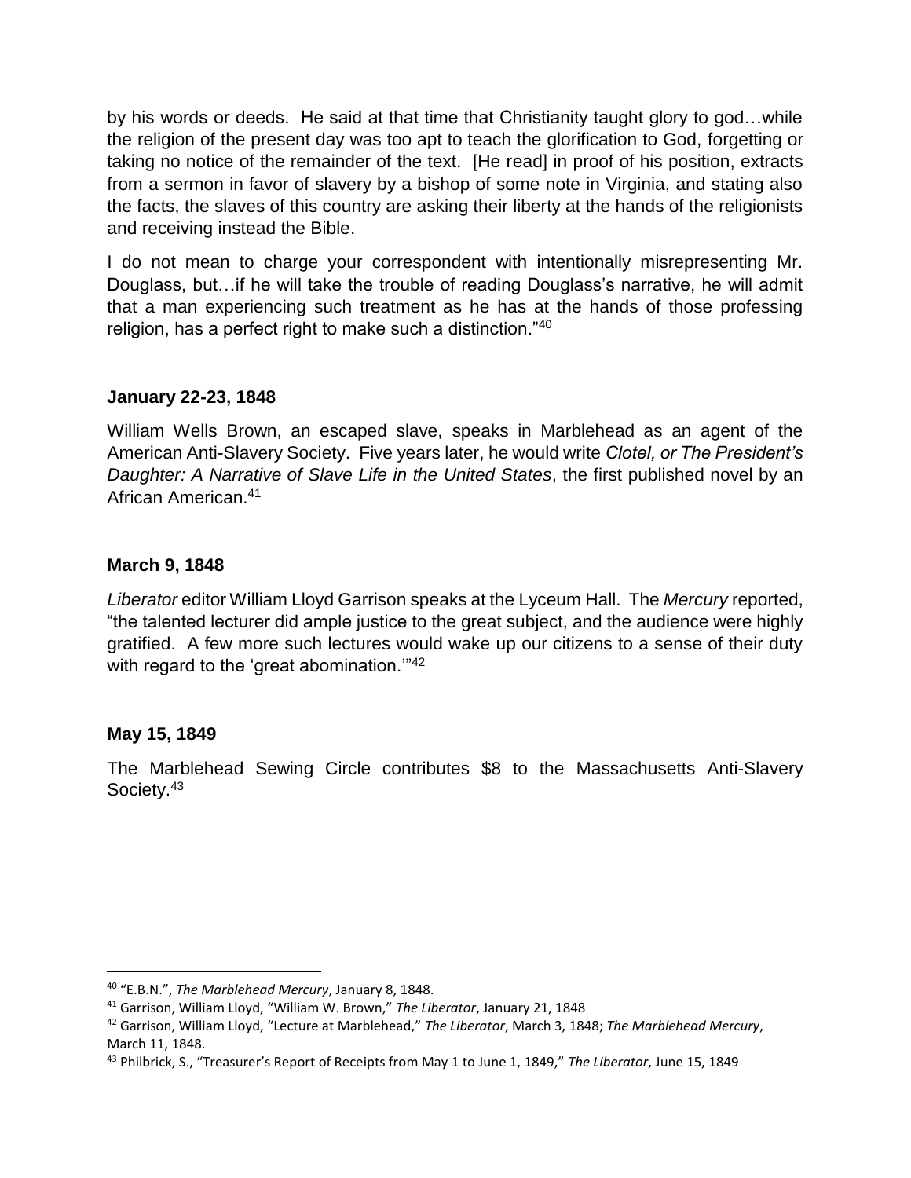by his words or deeds. He said at that time that Christianity taught glory to god…while the religion of the present day was too apt to teach the glorification to God, forgetting or taking no notice of the remainder of the text. [He read] in proof of his position, extracts from a sermon in favor of slavery by a bishop of some note in Virginia, and stating also the facts, the slaves of this country are asking their liberty at the hands of the religionists and receiving instead the Bible.

I do not mean to charge your correspondent with intentionally misrepresenting Mr. Douglass, but…if he will take the trouble of reading Douglass's narrative, he will admit that a man experiencing such treatment as he has at the hands of those professing religion, has a perfect right to make such a distinction."[40]

**January 22-23, 1848**

William Wells Brown, an escaped slave, speaks in Marblehead as an agent of the American Anti-Slavery Society. Five years later, he would write *Clotel, or The President's Daughter: A Narrative of Slave Life in the United States*, the first published novel by an African American.[41]

**March 9, 1848**

*Liberator* editor William Lloyd Garrison speaks at the Lyceum Hall. The *Mercury* reported, "the talented lecturer did ample justice to the great subject, and the audience were highly gratified. A few more such lectures would wake up our citizens to a sense of their duty with regard to the 'great abomination.'"[42]

**May 15, 1849**

The Marblehead Sewing Circle contributes $8 to the Massachusetts Anti-Slavery Society.[43]

---

[40] "E.B.N.", *The Marblehead Mercury*, January 8, 1848.

[41] Garrison, William Lloyd, "William W. Brown," *The Liberator*, January 21, 1848

[42] Garrison, William Lloyd, "Lecture at Marblehead," *The Liberator*, March 3, 1848; *The Marblehead Mercury*, March 11, 1848.

[43] Philbrick, S., "Treasurer's Report of Receipts from May 1 to June 1, 1849," *The Liberator*, June 15, 1849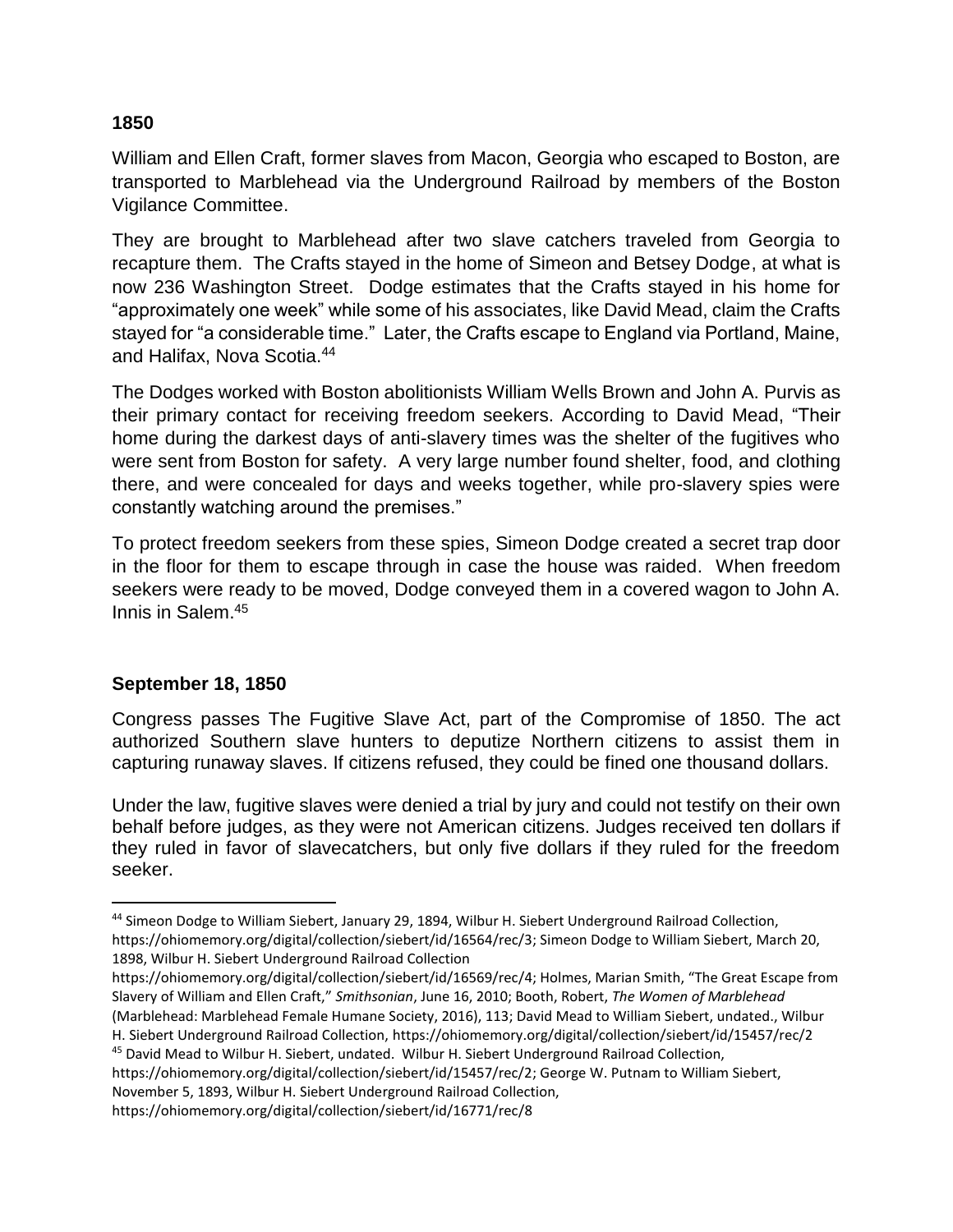**1850**

William and Ellen Craft, former slaves from Macon, Georgia who escaped to Boston, are transported to Marblehead via the Underground Railroad by members of the Boston Vigilance Committee.

They are brought to Marblehead after two slave catchers traveled from Georgia to recapture them. The Crafts stayed in the home of Simeon and Betsey Dodge, at what is now 236 Washington Street. Dodge estimates that the Crafts stayed in his home for "approximately one week" while some of his associates, like David Mead, claim the Crafts stayed for "a considerable time." Later, the Crafts escape to England via Portland, Maine, and Halifax, Nova Scotia.[44]

The Dodges worked with Boston abolitionists William Wells Brown and John A. Purvis as their primary contact for receiving freedom seekers. According to David Mead, "Their home during the darkest days of anti-slavery times was the shelter of the fugitives who were sent from Boston for safety. A very large number found shelter, food, and clothing there, and were concealed for days and weeks together, while pro-slavery spies were constantly watching around the premises."

To protect freedom seekers from these spies, Simeon Dodge created a secret trap door in the floor for them to escape through in case the house was raided. When freedom seekers were ready to be moved, Dodge conveyed them in a covered wagon to John A. Innis in Salem.[45]

**September 18, 1850**

Congress passes The Fugitive Slave Act, part of the Compromise of 1850. The act authorized Southern slave hunters to deputize Northern citizens to assist them in capturing runaway slaves. If citizens refused, they could be fined one thousand dollars.

Under the law, fugitive slaves were denied a trial by jury and could not testify on their own behalf before judges, as they were not American citizens. Judges received ten dollars if they ruled in favor of slavecatchers, but only five dollars if they ruled for the freedom seeker.

---

[44] Simeon Dodge to William Siebert, January 29, 1894, Wilbur H. Siebert Underground Railroad Collection, https://ohiomemory.org/digital/collection/siebert/id/16564/rec/3; Simeon Dodge to William Siebert, March 20, 1898, Wilbur H. Siebert Underground Railroad Collection https://ohiomemory.org/digital/collection/siebert/id/16569/rec/4; Holmes, Marian Smith, "The Great Escape from Slavery of William and Ellen Craft," *Smithsonian*, June 16, 2010; Booth, Robert, *The Women of Marblehead* (Marblehead: Marblehead Female Humane Society, 2016), 113; David Mead to William Siebert, undated., Wilbur H. Siebert Underground Railroad Collection, https://ohiomemory.org/digital/collection/siebert/id/15457/rec/2

[45] David Mead to Wilbur H. Siebert, undated. Wilbur H. Siebert Underground Railroad Collection, https://ohiomemory.org/digital/collection/siebert/id/15457/rec/2; George W. Putnam to William Siebert, November 5, 1893, Wilbur H. Siebert Underground Railroad Collection, https://ohiomemory.org/digital/collection/siebert/id/16771/rec/8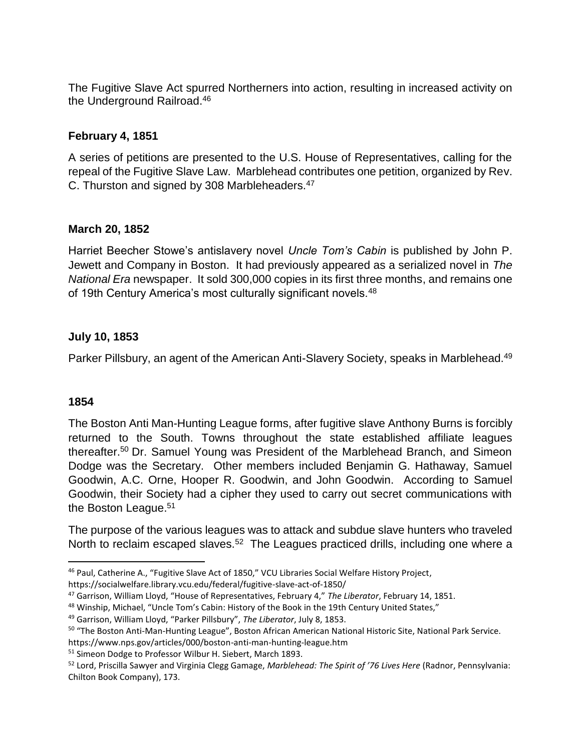The Fugitive Slave Act spurred Northerners into action, resulting in increased activity on the Underground Railroad.[46]

**February 4, 1851**

A series of petitions are presented to the U.S. House of Representatives, calling for the repeal of the Fugitive Slave Law. Marblehead contributes one petition, organized by Rev. C. Thurston and signed by 308 Marbleheaders.[47]

**March 20, 1852**

Harriet Beecher Stowe's antislavery novel *Uncle Tom's Cabin* is published by John P. Jewett and Company in Boston. It had previously appeared as a serialized novel in *The National Era* newspaper. It sold 300,000 copies in its first three months, and remains one of 19th Century America's most culturally significant novels.[48]

**July 10, 1853**

Parker Pillsbury, an agent of the American Anti-Slavery Society, speaks in Marblehead.[49]

**1854**

The Boston Anti Man-Hunting League forms, after fugitive slave Anthony Burns is forcibly returned to the South. Towns throughout the state established affiliate leagues thereafter.[50] Dr. Samuel Young was President of the Marblehead Branch, and Simeon Dodge was the Secretary. Other members included Benjamin G. Hathaway, Samuel Goodwin, A.C. Orne, Hooper R. Goodwin, and John Goodwin. According to Samuel Goodwin, their Society had a cipher they used to carry out secret communications with the Boston League.[51]

The purpose of the various leagues was to attack and subdue slave hunters who traveled North to reclaim escaped slaves.[52] The Leagues practiced drills, including one where a

---

[46] Paul, Catherine A., "Fugitive Slave Act of 1850," VCU Libraries Social Welfare History Project, https://socialwelfare.library.vcu.edu/federal/fugitive-slave-act-of-1850/

[47] Garrison, William Lloyd, "House of Representatives, February 4," *The Liberator*, February 14, 1851.

[48] Winship, Michael, "Uncle Tom's Cabin: History of the Book in the 19th Century United States,"

[49] Garrison, William Lloyd, "Parker Pillsbury", *The Liberator*, July 8, 1853.

[50] "The Boston Anti-Man-Hunting League", Boston African American National Historic Site, National Park Service. https://www.nps.gov/articles/000/boston-anti-man-hunting-league.htm

[51] Simeon Dodge to Professor Wilbur H. Siebert, March 1893.

[52] Lord, Priscilla Sawyer and Virginia Clegg Gamage, *Marblehead: The Spirit of '76 Lives Here* (Radnor, Pennsylvania: Chilton Book Company), 173.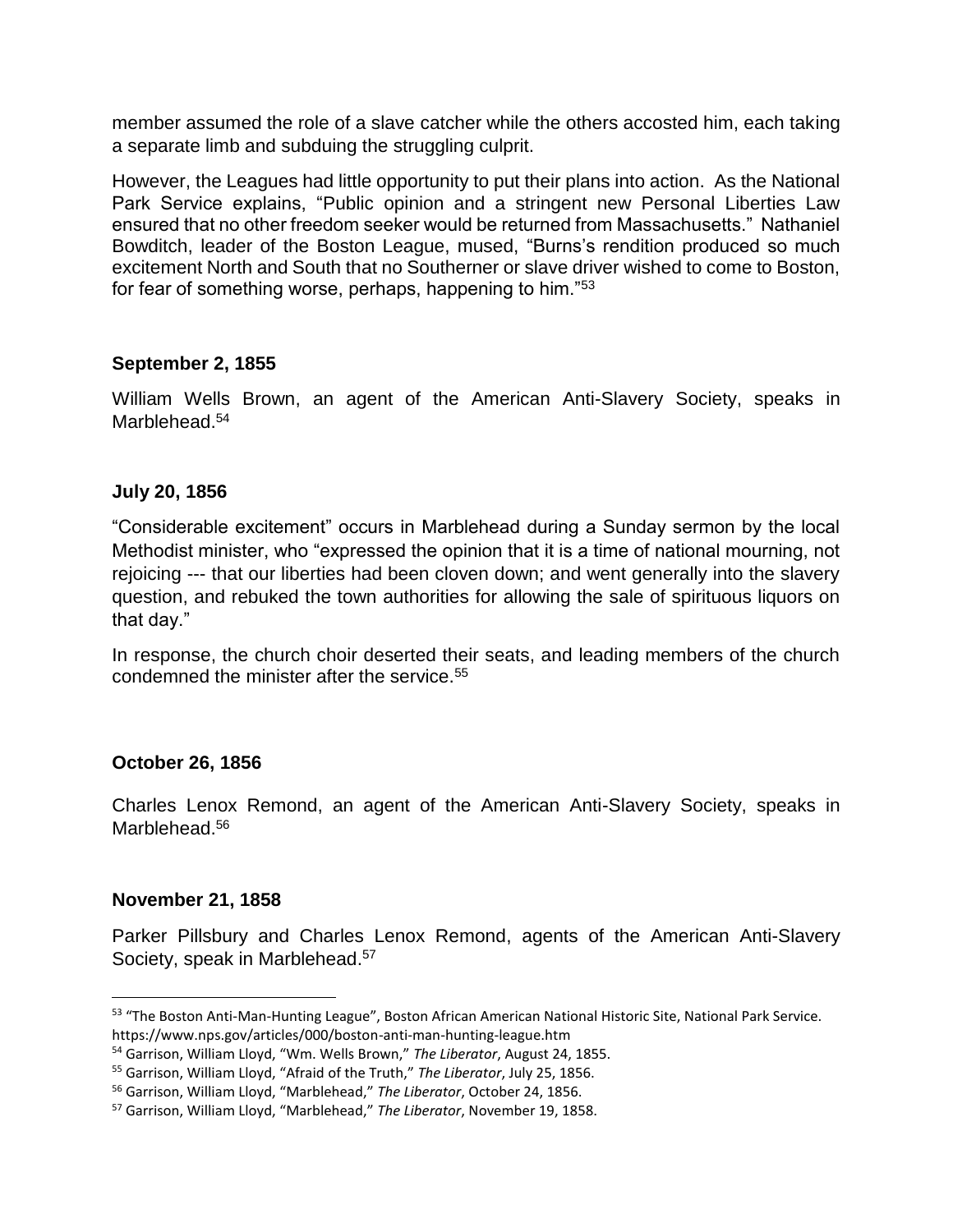member assumed the role of a slave catcher while the others accosted him, each taking a separate limb and subduing the struggling culprit.

However, the Leagues had little opportunity to put their plans into action. As the National Park Service explains, "Public opinion and a stringent new Personal Liberties Law ensured that no other freedom seeker would be returned from Massachusetts." Nathaniel Bowditch, leader of the Boston League, mused, "Burns's rendition produced so much excitement North and South that no Southerner or slave driver wished to come to Boston, for fear of something worse, perhaps, happening to him."[53]

**September 2, 1855**

William Wells Brown, an agent of the American Anti-Slavery Society, speaks in Marblehead.[54]

**July 20, 1856**

"Considerable excitement" occurs in Marblehead during a Sunday sermon by the local Methodist minister, who "expressed the opinion that it is a time of national mourning, not rejoicing --- that our liberties had been cloven down; and went generally into the slavery question, and rebuked the town authorities for allowing the sale of spirituous liquors on that day."

In response, the church choir deserted their seats, and leading members of the church condemned the minister after the service.[55]

**October 26, 1856**

Charles Lenox Remond, an agent of the American Anti-Slavery Society, speaks in Marblehead.[56]

**November 21, 1858**

Parker Pillsbury and Charles Lenox Remond, agents of the American Anti-Slavery Society, speak in Marblehead.[57]

---

[53] "The Boston Anti-Man-Hunting League", Boston African American National Historic Site, National Park Service. https://www.nps.gov/articles/000/boston-anti-man-hunting-league.htm

[54] Garrison, William Lloyd, "Wm. Wells Brown," *The Liberator*, August 24, 1855.

[55] Garrison, William Lloyd, "Afraid of the Truth," *The Liberator*, July 25, 1856.

[56] Garrison, William Lloyd, "Marblehead," *The Liberator*, October 24, 1856.

[57] Garrison, William Lloyd, "Marblehead," *The Liberator*, November 19, 1858.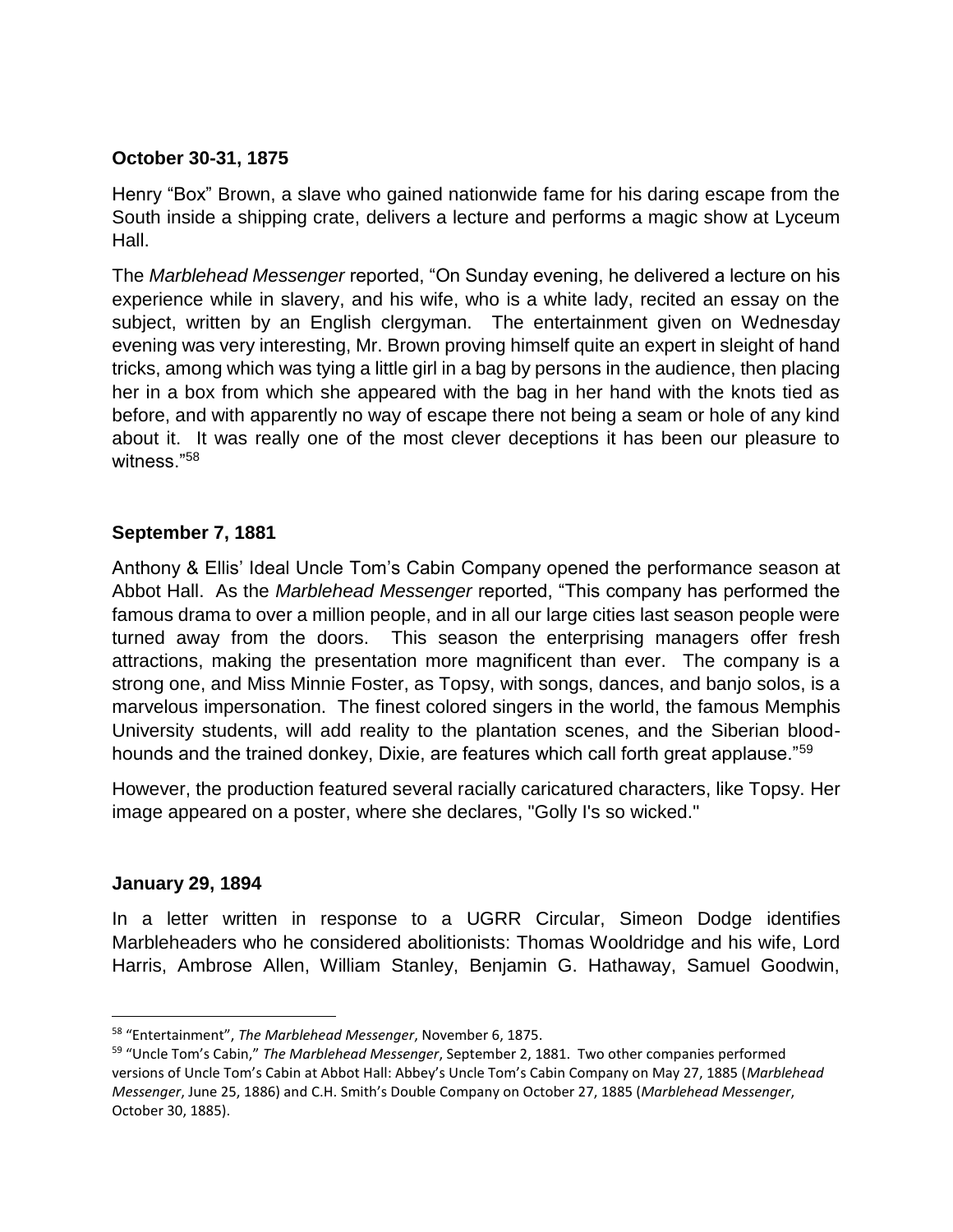**October 30-31, 1875**

Henry "Box" Brown, a slave who gained nationwide fame for his daring escape from the South inside a shipping crate, delivers a lecture and performs a magic show at Lyceum Hall.

The *Marblehead Messenger* reported, "On Sunday evening, he delivered a lecture on his experience while in slavery, and his wife, who is a white lady, recited an essay on the subject, written by an English clergyman. The entertainment given on Wednesday evening was very interesting, Mr. Brown proving himself quite an expert in sleight of hand tricks, among which was tying a little girl in a bag by persons in the audience, then placing her in a box from which she appeared with the bag in her hand with the knots tied as before, and with apparently no way of escape there not being a seam or hole of any kind about it. It was really one of the most clever deceptions it has been our pleasure to witness."[58]

**September 7, 1881**

Anthony & Ellis' Ideal Uncle Tom's Cabin Company opened the performance season at Abbot Hall. As the *Marblehead Messenger* reported, "This company has performed the famous drama to over a million people, and in all our large cities last season people were turned away from the doors. This season the enterprising managers offer fresh attractions, making the presentation more magnificent than ever. The company is a strong one, and Miss Minnie Foster, as Topsy, with songs, dances, and banjo solos, is a marvelous impersonation. The finest colored singers in the world, the famous Memphis University students, will add reality to the plantation scenes, and the Siberian blood-hounds and the trained donkey, Dixie, are features which call forth great applause."[59]

However, the production featured several racially caricatured characters, like Topsy. Her image appeared on a poster, where she declares, "Golly I's so wicked."

**January 29, 1894**

In a letter written in response to a UGRR Circular, Simeon Dodge identifies Marbleheaders who he considered abolitionists: Thomas Wooldridge and his wife, Lord Harris, Ambrose Allen, William Stanley, Benjamin G. Hathaway, Samuel Goodwin,

---

[58] "Entertainment", *The Marblehead Messenger*, November 6, 1875.

[59] "Uncle Tom's Cabin," *The Marblehead Messenger*, September 2, 1881. Two other companies performed versions of Uncle Tom's Cabin at Abbot Hall: Abbey's Uncle Tom's Cabin Company on May 27, 1885 (*Marblehead Messenger*, June 25, 1886) and C.H. Smith's Double Company on October 27, 1885 (*Marblehead Messenger*, October 30, 1885).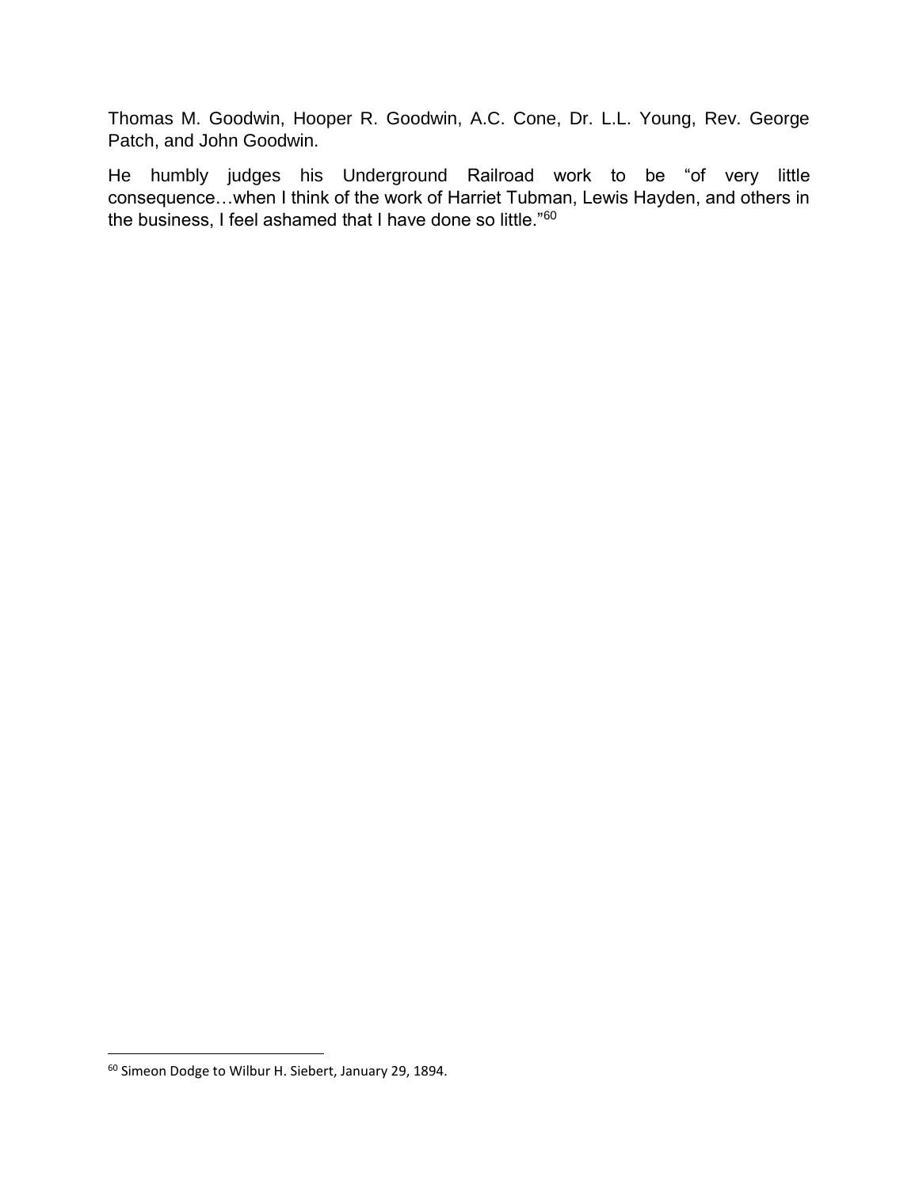Thomas M. Goodwin, Hooper R. Goodwin, A.C. Cone, Dr. L.L. Young, Rev. George Patch, and John Goodwin.

He humbly judges his Underground Railroad work to be "of very little consequence…when I think of the work of Harriet Tubman, Lewis Hayden, and others in the business, I feel ashamed that I have done so little."[60]

---

[60] Simeon Dodge to Wilbur H. Siebert, January 29, 1894.